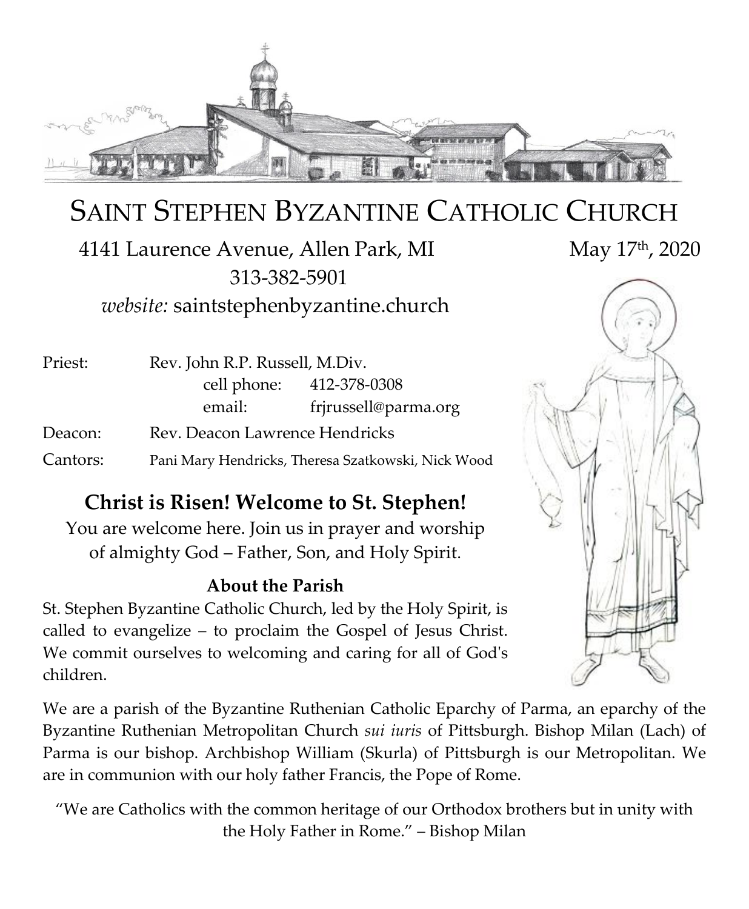# SAINT STEPHEN BYZANTINE CATHOLIC CHURCH

4141 Laurence Avenue, Allen Park, MI May 17th, 2020

313-382-5901

*website:* saintstephenbyzantine.church

| | | |
|---|---|---|
| Priest: | Rev. John R.P. Russell, M.Div. | |
| | cell phone: | 412-378-0308 |
| | email: | frjrussell@parma.org |
| Deacon: | Rev. Deacon Lawrence Hendricks | |
| Cantors: | Pani Mary Hendricks, Theresa Szatkowski, Nick Wood | |

## Christ is Risen! Welcome to St. Stephen!

You are welcome here. Join us in prayer and worship of almighty God – Father, Son, and Holy Spirit.

### About the Parish

St. Stephen Byzantine Catholic Church, led by the Holy Spirit, is called to evangelize – to proclaim the Gospel of Jesus Christ. We commit ourselves to welcoming and caring for all of God's children.

We are a parish of the Byzantine Ruthenian Catholic Eparchy of Parma, an eparchy of the Byzantine Ruthenian Metropolitan Church *sui iuris* of Pittsburgh. Bishop Milan (Lach) of Parma is our bishop. Archbishop William (Skurla) of Pittsburgh is our Metropolitan. We are in communion with our holy father Francis, the Pope of Rome.

"We are Catholics with the common heritage of our Orthodox brothers but in unity with the Holy Father in Rome." – Bishop Milan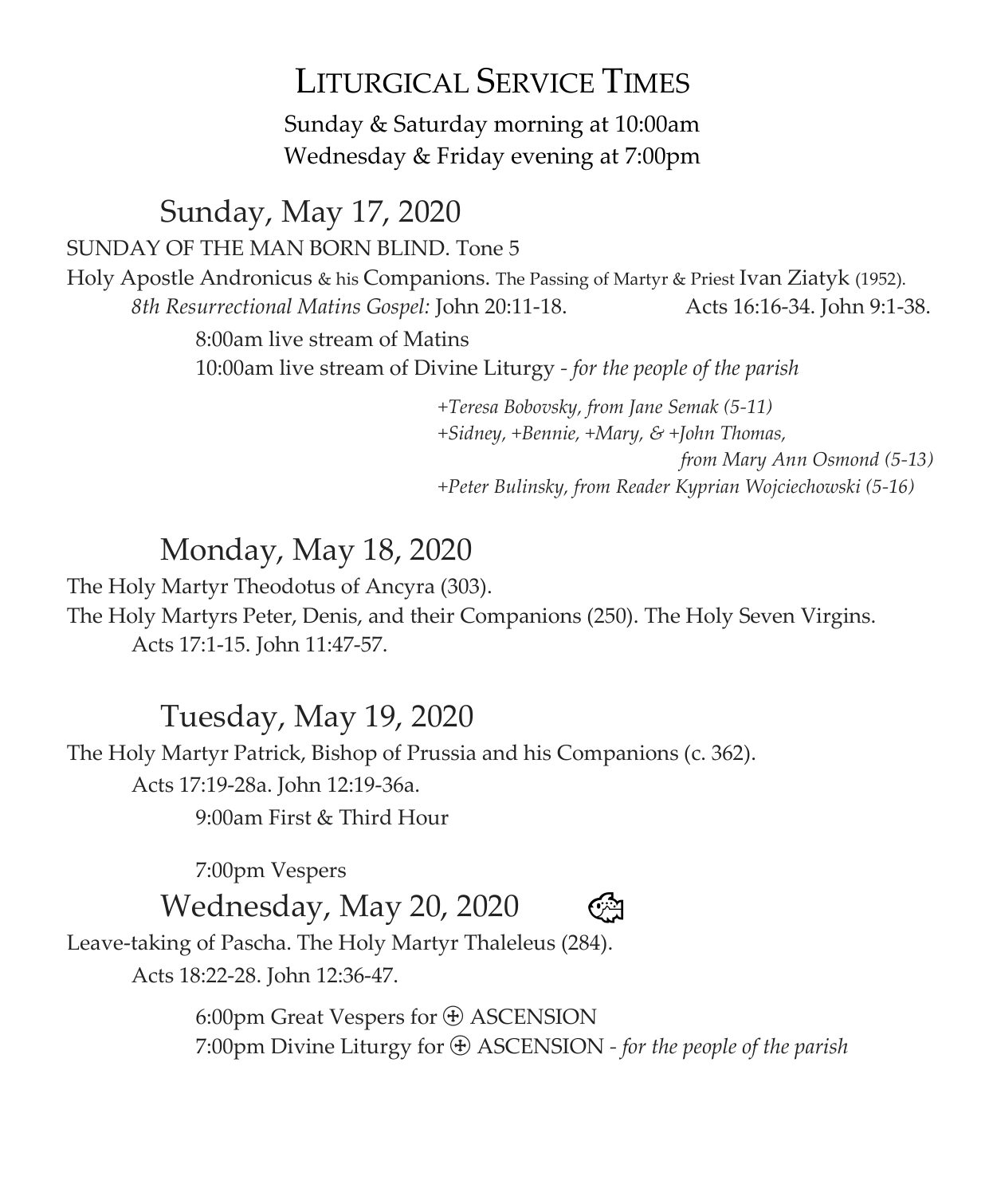# LITURGICAL SERVICE TIMES

Sunday & Saturday morning at 10:00am
Wednesday & Friday evening at 7:00pm

## Sunday, May 17, 2020

SUNDAY OF THE MAN BORN BLIND. Tone 5

Holy Apostle Andronicus & his Companions. The Passing of Martyr & Priest Ivan Ziatyk (1952).

*8th Resurrectional Matins Gospel:* John 20:11-18. Acts 16:16-34. John 9:1-38.

8:00am live stream of Matins
10:00am live stream of Divine Liturgy - *for the people of the parish*

*+Teresa Bobovsky, from Jane Semak (5-11)*
*+Sidney, +Bennie, +Mary, & +John Thomas, from Mary Ann Osmond (5-13)*
*+Peter Bulinsky, from Reader Kyprian Wojciechowski (5-16)*

## Monday, May 18, 2020

The Holy Martyr Theodotus of Ancyra (303).
The Holy Martyrs Peter, Denis, and their Companions (250). The Holy Seven Virgins.
Acts 17:1-15. John 11:47-57.

## Tuesday, May 19, 2020

The Holy Martyr Patrick, Bishop of Prussia and his Companions (c. 362).
Acts 17:19-28a. John 12:19-36a.

9:00am First & Third Hour

7:00pm Vespers

## Wednesday, May 20, 2020

Leave-taking of Pascha. The Holy Martyr Thaleleus (284).
Acts 18:22-28. John 12:36-47.

6:00pm Great Vespers for ⊕ ASCENSION
7:00pm Divine Liturgy for ⊕ ASCENSION - *for the people of the parish*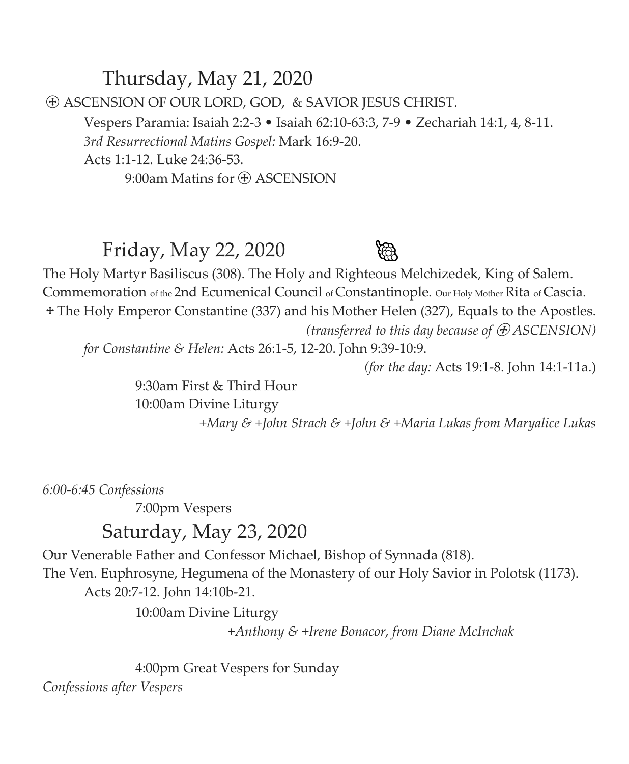## Thursday, May 21, 2020

⊕ ASCENSION OF OUR LORD, GOD, & SAVIOR JESUS CHRIST.

Vespers Paramia: Isaiah 2:2-3 • Isaiah 62:10-63:3, 7-9 • Zechariah 14:1, 4, 8-11.

*3rd Resurrectional Matins Gospel:* Mark 16:9-20.

Acts 1:1-12. Luke 24:36-53.

9:00am Matins for ⊕ ASCENSION

## Friday, May 22, 2020

The Holy Martyr Basiliscus (308). The Holy and Righteous Melchizedek, King of Salem. Commemoration of the 2nd Ecumenical Council of Constantinople. Our Holy Mother Rita of Cascia.

✢ The Holy Emperor Constantine (337) and his Mother Helen (327), Equals to the Apostles.

*(transferred to this day because of ⊕ ASCENSION)*

*for Constantine & Helen:* Acts 26:1-5, 12-20. John 9:39-10:9.

*(for the day:* Acts 19:1-8. John 14:1-11a.)

9:30am First & Third Hour

10:00am Divine Liturgy

*+Mary & +John Strach & +John & +Maria Lukas from Maryalice Lukas*

*6:00-6:45 Confessions*

7:00pm Vespers

## Saturday, May 23, 2020

Our Venerable Father and Confessor Michael, Bishop of Synnada (818).

The Ven. Euphrosyne, Hegumena of the Monastery of our Holy Savior in Polotsk (1173).

Acts 20:7-12. John 14:10b-21.

10:00am Divine Liturgy

*+Anthony & +Irene Bonacor, from Diane McInchak*

4:00pm Great Vespers for Sunday

*Confessions after Vespers*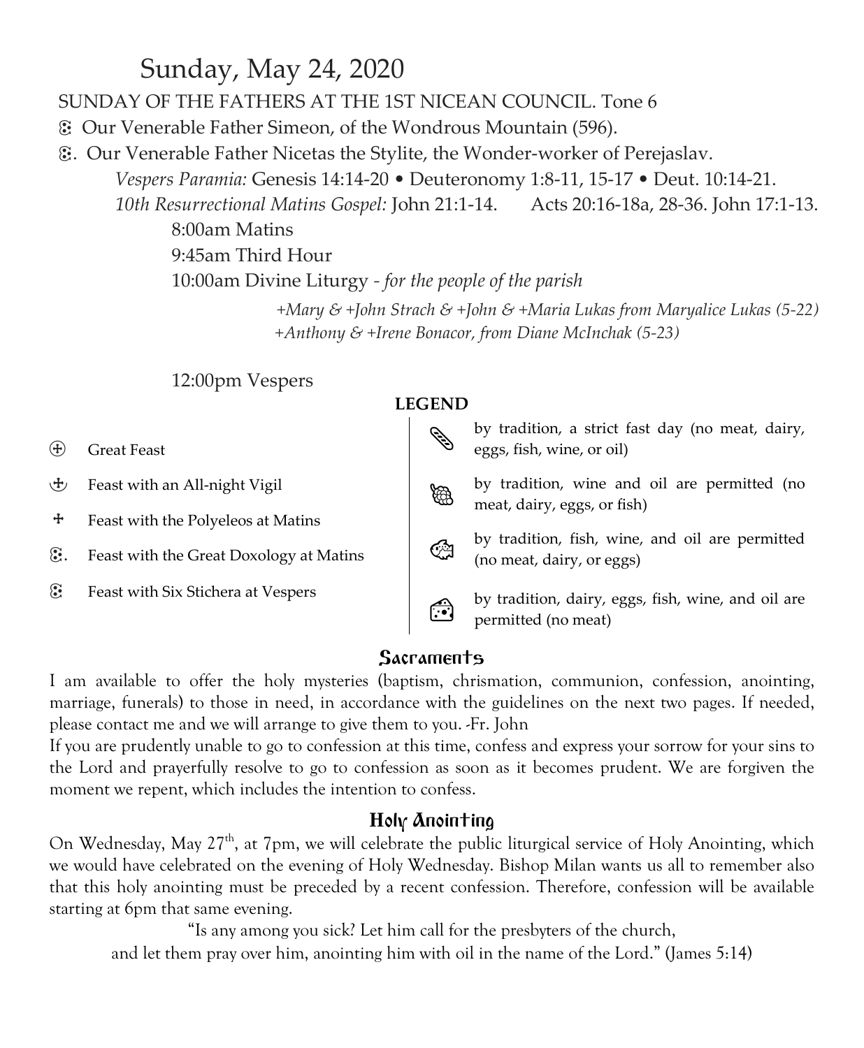# Sunday, May 24, 2020

SUNDAY OF THE FATHERS AT THE 1ST NICEAN COUNCIL. Tone 6

꙰ Our Venerable Father Simeon, of the Wondrous Mountain (596).

꙰. Our Venerable Father Nicetas the Stylite, the Wonder-worker of Perejaslav.

*Vespers Paramia:* Genesis 14:14-20 • Deuteronomy 1:8-11, 15-17 • Deut. 10:14-21.

*10th Resurrectional Matins Gospel:* John 21:1-14. Acts 20:16-18a, 28-36. John 17:1-13.

8:00am Matins

9:45am Third Hour

10:00am Divine Liturgy - *for the people of the parish*

*+Mary & +John Strach & +John & +Maria Lukas from Maryalice Lukas (5-22)*

*+Anthony & +Irene Bonacor, from Diane McInchak (5-23)*

12:00pm Vespers

**LEGEND**

- ⊕ Great Feast
- ☩ Feast with an All-night Vigil
- ✢ Feast with the Polyeleos at Matins
- ꙰. Feast with the Great Doxology at Matins
- ꙰ Feast with Six Stichera at Vespers

- by tradition, a strict fast day (no meat, dairy, eggs, fish, wine, or oil)
- by tradition, wine and oil are permitted (no meat, dairy, eggs, or fish)
- by tradition, fish, wine, and oil are permitted (no meat, dairy, or eggs)
- by tradition, dairy, eggs, fish, wine, and oil are permitted (no meat)

## Sacraments

I am available to offer the holy mysteries (baptism, chrismation, communion, confession, anointing, marriage, funerals) to those in need, in accordance with the guidelines on the next two pages. If needed, please contact me and we will arrange to give them to you. -Fr. John

If you are prudently unable to go to confession at this time, confess and express your sorrow for your sins to the Lord and prayerfully resolve to go to confession as soon as it becomes prudent. We are forgiven the moment we repent, which includes the intention to confess.

## Holy Anointing

On Wednesday, May 27th, at 7pm, we will celebrate the public liturgical service of Holy Anointing, which we would have celebrated on the evening of Holy Wednesday. Bishop Milan wants us all to remember also that this holy anointing must be preceded by a recent confession. Therefore, confession will be available starting at 6pm that same evening.

"Is any among you sick? Let him call for the presbyters of the church,
and let them pray over him, anointing him with oil in the name of the Lord." (James 5:14)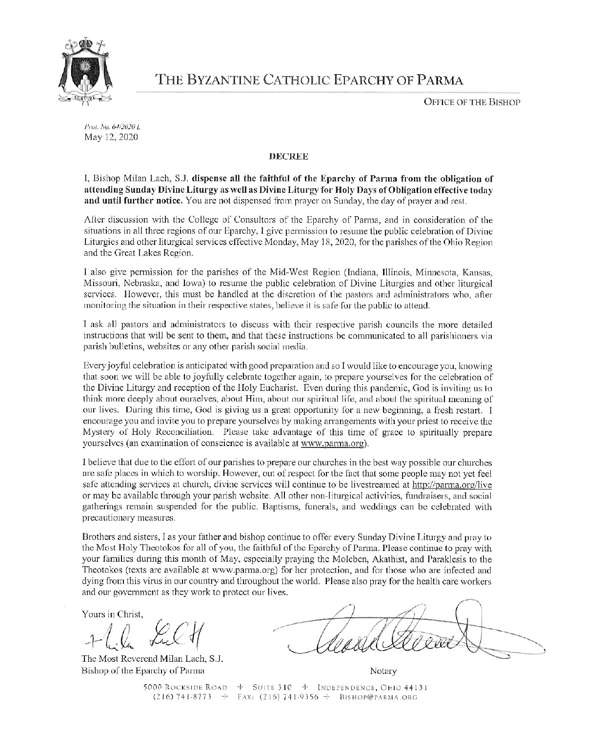# THE BYZANTINE CATHOLIC EPARCHY OF PARMA

OFFICE OF THE BISHOP

*Prot. No. 64/2020 L*
May 12, 2020

**DECREE**

I, Bishop Milan Lach, S.J. **dispense all the faithful of the Eparchy of Parma from the obligation of attending Sunday Divine Liturgy as well as Divine Liturgy for Holy Days of Obligation effective today and until further notice.** You are not dispensed from prayer on Sunday, the day of prayer and rest.

After discussion with the College of Consultors of the Eparchy of Parma, and in consideration of the situations in all three regions of our Eparchy, I give permission to resume the public celebration of Divine Liturgies and other liturgical services effective Monday, May 18, 2020, for the parishes of the Ohio Region and the Great Lakes Region.

I also give permission for the parishes of the Mid-West Region (Indiana, Illinois, Minnesota, Kansas, Missouri, Nebraska, and Iowa) to resume the public celebration of Divine Liturgies and other liturgical services. However, this must be handled at the discretion of the pastors and administrators who, after monitoring the situation in their respective states, believe it is safe for the public to attend.

I ask all pastors and administrators to discuss with their respective parish councils the more detailed instructions that will be sent to them, and that these instructions be communicated to all parishioners via parish bulletins, websites or any other parish social media.

Every joyful celebration is anticipated with good preparation and so I would like to encourage you, knowing that soon we will be able to joyfully celebrate together again, to prepare yourselves for the celebration of the Divine Liturgy and reception of the Holy Eucharist. Even during this pandemic, God is inviting us to think more deeply about ourselves, about Him, about our spiritual life, and about the spiritual meaning of our lives. During this time, God is giving us a great opportunity for a new beginning, a fresh restart. I encourage you and invite you to prepare yourselves by making arrangements with your priest to receive the Mystery of Holy Reconciliation. Please take advantage of this time of grace to spiritually prepare yourselves (an examination of conscience is available at www.parma.org).

I believe that due to the effort of our parishes to prepare our churches in the best way possible our churches are safe places in which to worship. However, out of respect for the fact that some people may not yet feel safe attending services at church, divine services will continue to be livestreamed at http://parma.org/live or may be available through your parish website. All other non-liturgical activities, fundraisers, and social gatherings remain suspended for the public. Baptisms, funerals, and weddings can be celebrated with precautionary measures.

Brothers and sisters, I as your father and bishop continue to offer every Sunday Divine Liturgy and pray to the Most Holy Theotokos for all of you, the faithful of the Eparchy of Parma. Please continue to pray with your families during this month of May, especially praying the Moleben, Akathist, and Paraklesis to the Theotokos (texts are available at www.parma.org) for her protection, and for those who are infected and dying from this virus in our country and throughout the world. Please also pray for the health care workers and our government as they work to protect our lives.

Yours in Christ,

The Most Reverend Milan Lach, S.J.
Bishop of the Eparchy of Parma

Notary

5000 Rockside Road + Suite 310 + Independence, Ohio 44131
(216) 741-8773 + Fax: (216) 741-9356 + Bishop@parma.org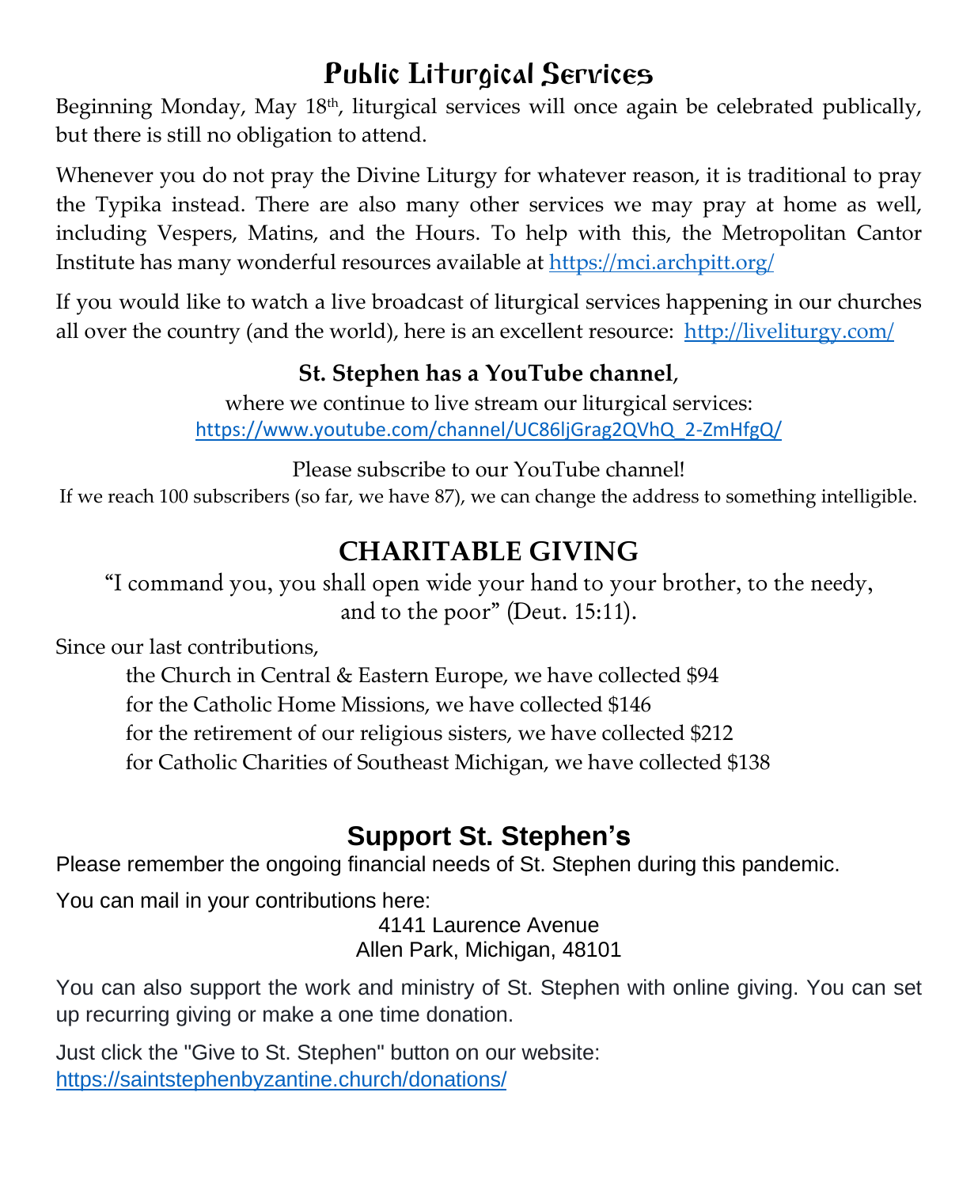## Public Liturgical Services

Beginning Monday, May 18th, liturgical services will once again be celebrated publically, but there is still no obligation to attend.

Whenever you do not pray the Divine Liturgy for whatever reason, it is traditional to pray the Typika instead. There are also many other services we may pray at home as well, including Vespers, Matins, and the Hours. To help with this, the Metropolitan Cantor Institute has many wonderful resources available at https://mci.archpitt.org/

If you would like to watch a live broadcast of liturgical services happening in our churches all over the country (and the world), here is an excellent resource: http://liveliturgy.com/

**St. Stephen has a YouTube channel**,
where we continue to live stream our liturgical services:
https://www.youtube.com/channel/UC86ljGrag2QVhQ_2-ZmHfgQ/

Please subscribe to our YouTube channel!
If we reach 100 subscribers (so far, we have 87), we can change the address to something intelligible.

## CHARITABLE GIVING

"I command you, you shall open wide your hand to your brother, to the needy, and to the poor" (Deut. 15:11).

Since our last contributions,

- the Church in Central & Eastern Europe, we have collected $94
- for the Catholic Home Missions, we have collected $146
- for the retirement of our religious sisters, we have collected $212
- for Catholic Charities of Southeast Michigan, we have collected $138

## Support St. Stephen's

Please remember the ongoing financial needs of St. Stephen during this pandemic.

You can mail in your contributions here:

4141 Laurence Avenue
Allen Park, Michigan, 48101

You can also support the work and ministry of St. Stephen with online giving. You can set up recurring giving or make a one time donation.

Just click the "Give to St. Stephen" button on our website:
https://saintstephenbyzantine.church/donations/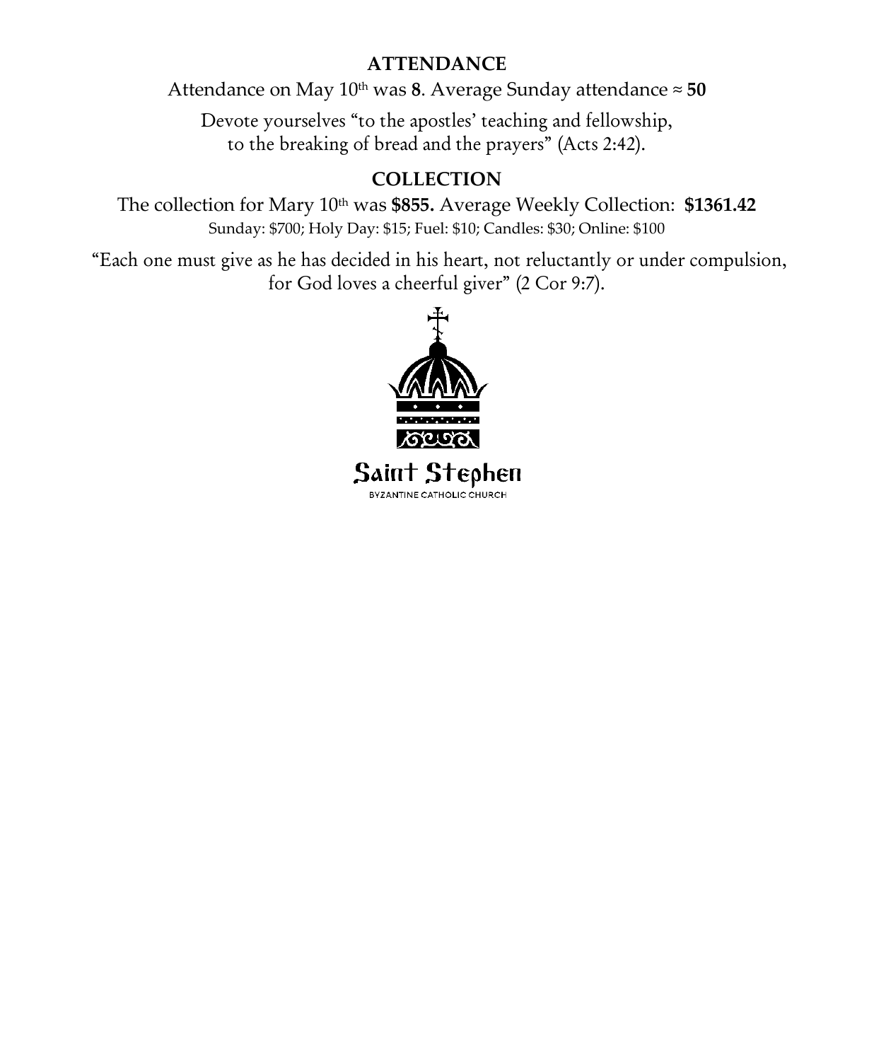## ATTENDANCE

Attendance on May 10th was **8**. Average Sunday attendance ≈ **50**

Devote yourselves "to the apostles' teaching and fellowship, to the breaking of bread and the prayers" (Acts 2:42).

## COLLECTION

The collection for Mary 10th was **$855.** Average Weekly Collection: **$1361.42**

Sunday: $700; Holy Day: $15; Fuel: $10; Candles: $30; Online: $100

"Each one must give as he has decided in his heart, not reluctantly or under compulsion, for God loves a cheerful giver" (2 Cor 9:7).

Saint Stephen

BYZANTINE CATHOLIC CHURCH